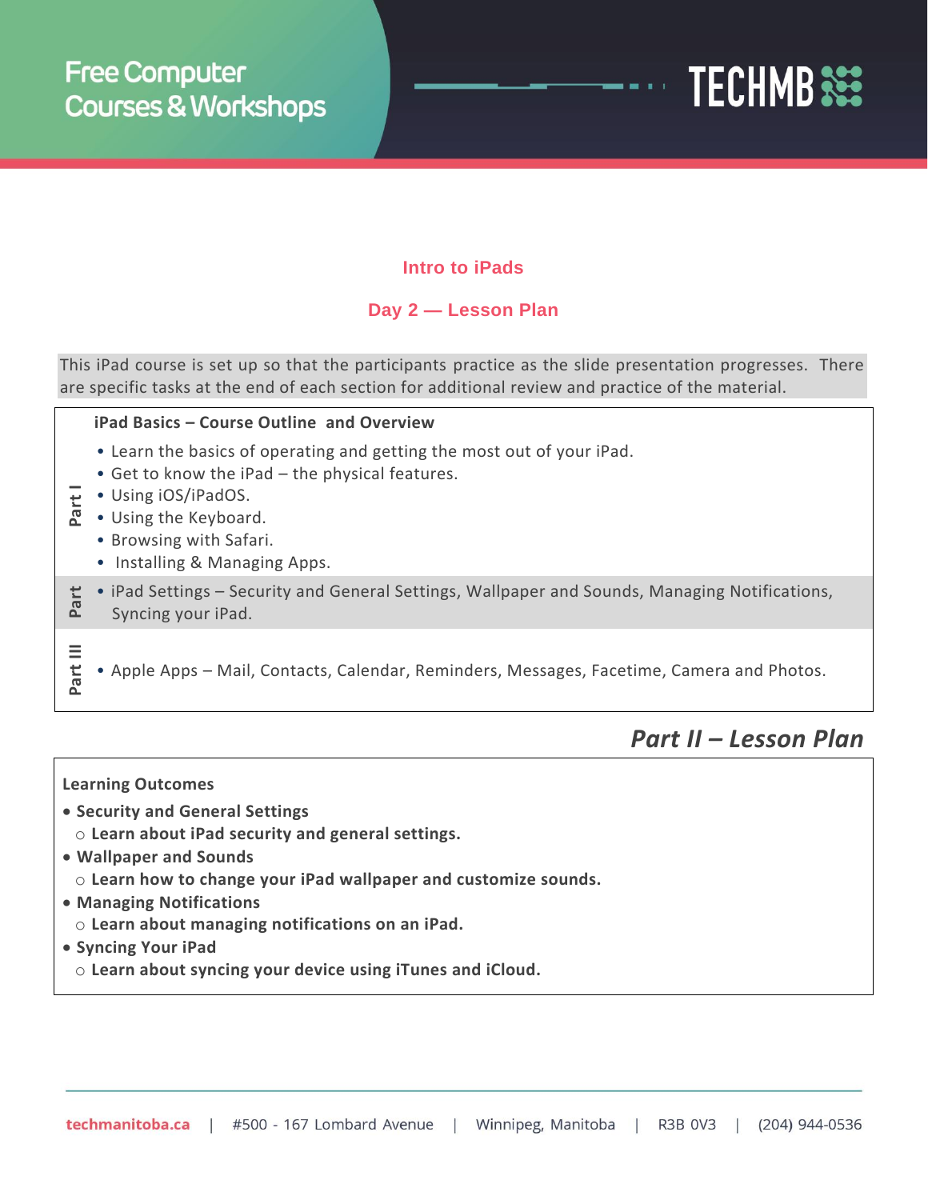Free Computer Courses & Workshops

TECHMB

## Intro to iPads

## Day 2 — Lesson Plan

This iPad course is set up so that the participants practice as the slide presentation progresses. There are specific tasks at the end of each section for additional review and practice of the material.

| | **iPad Basics – Course Outline and Overview** |
|---|---|
| **Part I** | • Learn the basics of operating and getting the most out of your iPad.<br>• Get to know the iPad – the physical features.<br>• Using iOS/iPadOS.<br>• Using the Keyboard.<br>• Browsing with Safari.<br>• Installing & Managing Apps. |
| **Part** | • iPad Settings – Security and General Settings, Wallpaper and Sounds, Managing Notifications, Syncing your iPad. |
| **Part III** | • Apple Apps – Mail, Contacts, Calendar, Reminders, Messages, Facetime, Camera and Photos. |

## *Part II – Lesson Plan*

**Learning Outcomes**

- **Security and General Settings**
  - **Learn about iPad security and general settings.**
- **Wallpaper and Sounds**
  - **Learn how to change your iPad wallpaper and customize sounds.**
- **Managing Notifications**
  - **Learn about managing notifications on an iPad.**
- **Syncing Your iPad**
  - **Learn about syncing your device using iTunes and iCloud.**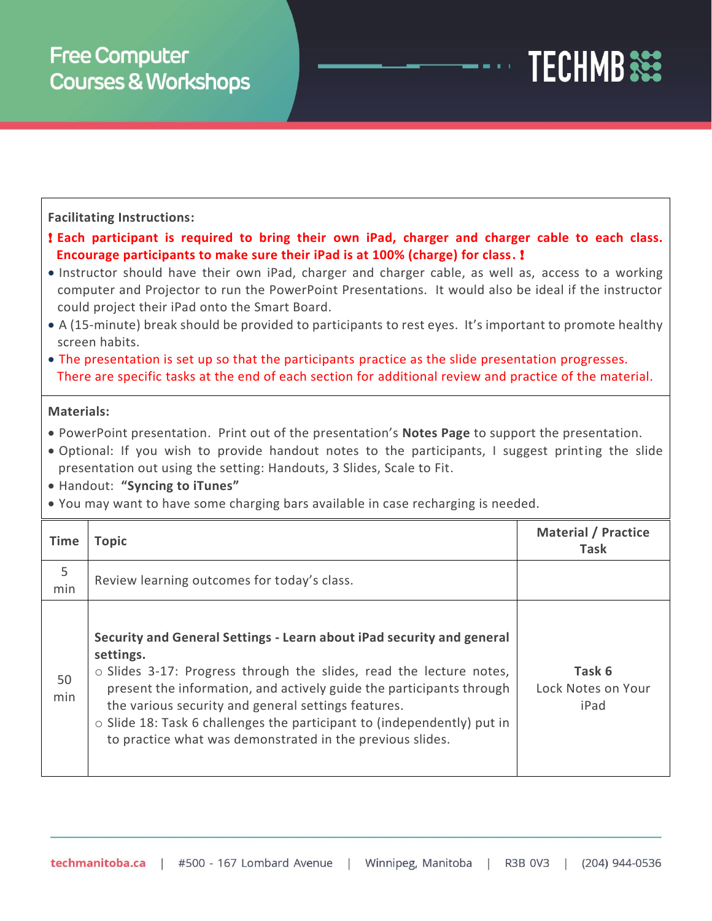**Facilitating Instructions:**

❗ **Each participant is required to bring their own iPad, charger and charger cable to each class. Encourage participants to make sure their iPad is at 100% (charge) for class.** ❗

- Instructor should have their own iPad, charger and charger cable, as well as, access to a working computer and Projector to run the PowerPoint Presentations. It would also be ideal if the instructor could project their iPad onto the Smart Board.
- A (15-minute) break should be provided to participants to rest eyes. It's important to promote healthy screen habits.
- The presentation is set up so that the participants practice as the slide presentation progresses. There are specific tasks at the end of each section for additional review and practice of the material.

**Materials:**

- PowerPoint presentation. Print out of the presentation's **Notes Page** to support the presentation.
- Optional: If you wish to provide handout notes to the participants, I suggest printing the slide presentation out using the setting: Handouts, 3 Slides, Scale to Fit.
- Handout: **"Syncing to iTunes"**
- You may want to have some charging bars available in case recharging is needed.

| Time | Topic | Material / Practice Task |
|---|---|---|
| 5 min | Review learning outcomes for today's class. | |
| 50 min | **Security and General Settings - Learn about iPad security and general settings.**<br>○ Slides 3-17: Progress through the slides, read the lecture notes, present the information, and actively guide the participants through the various security and general settings features.<br>○ Slide 18: Task 6 challenges the participant to (independently) put in to practice what was demonstrated in the previous slides. | **Task 6**<br>Lock Notes on Your iPad |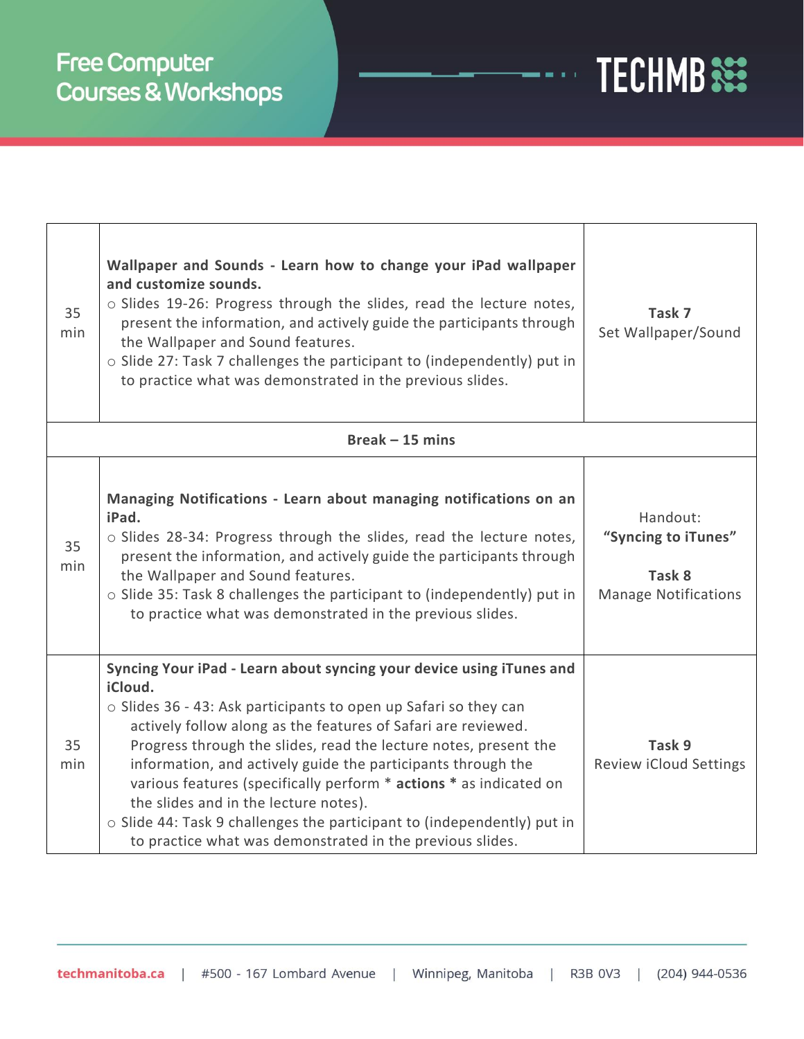| | | |
|---|---|---|
| 35 min | **Wallpaper and Sounds - Learn how to change your iPad wallpaper and customize sounds.**<br>○ Slides 19-26: Progress through the slides, read the lecture notes, present the information, and actively guide the participants through the Wallpaper and Sound features.<br>○ Slide 27: Task 7 challenges the participant to (independently) put in to practice what was demonstrated in the previous slides. | **Task 7**<br>Set Wallpaper/Sound |
| **Break – 15 mins** | | |
| 35 min | **Managing Notifications - Learn about managing notifications on an iPad.**<br>○ Slides 28-34: Progress through the slides, read the lecture notes, present the information, and actively guide the participants through the Wallpaper and Sound features.<br>○ Slide 35: Task 8 challenges the participant to (independently) put in to practice what was demonstrated in the previous slides. | Handout:<br>**“Syncing to iTunes”**<br><br>**Task 8**<br>Manage Notifications |
| 35 min | **Syncing Your iPad - Learn about syncing your device using iTunes and iCloud.**<br>○ Slides 36 - 43: Ask participants to open up Safari so they can actively follow along as the features of Safari are reviewed. Progress through the slides, read the lecture notes, present the information, and actively guide the participants through the various features (specifically perform * **actions** * as indicated on the slides and in the lecture notes).<br>○ Slide 44: Task 9 challenges the participant to (independently) put in to practice what was demonstrated in the previous slides. | **Task 9**<br>Review iCloud Settings |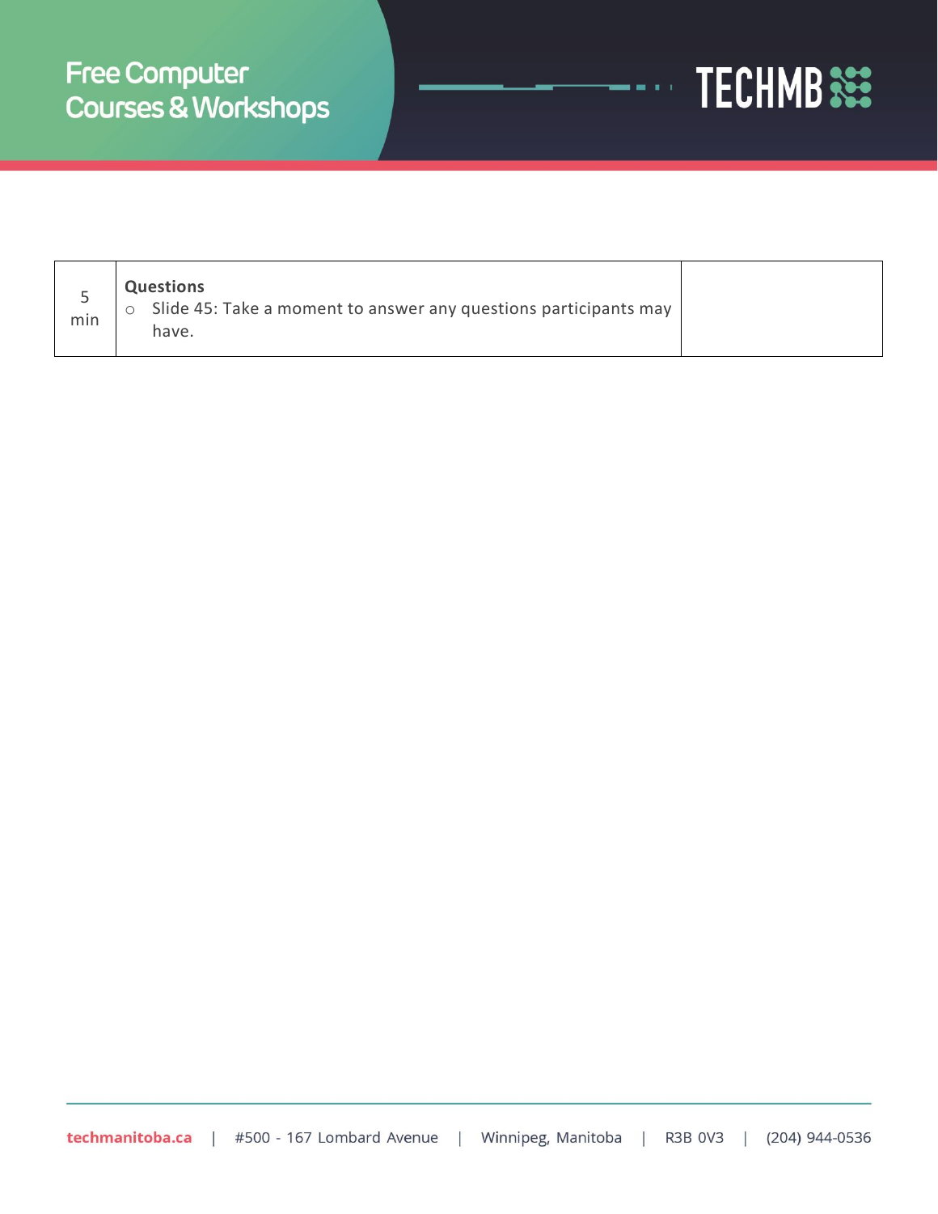| | | |
|---|---|---|
| 5 min | **Questions**<br>○ Slide 45: Take a moment to answer any questions participants may have. | |